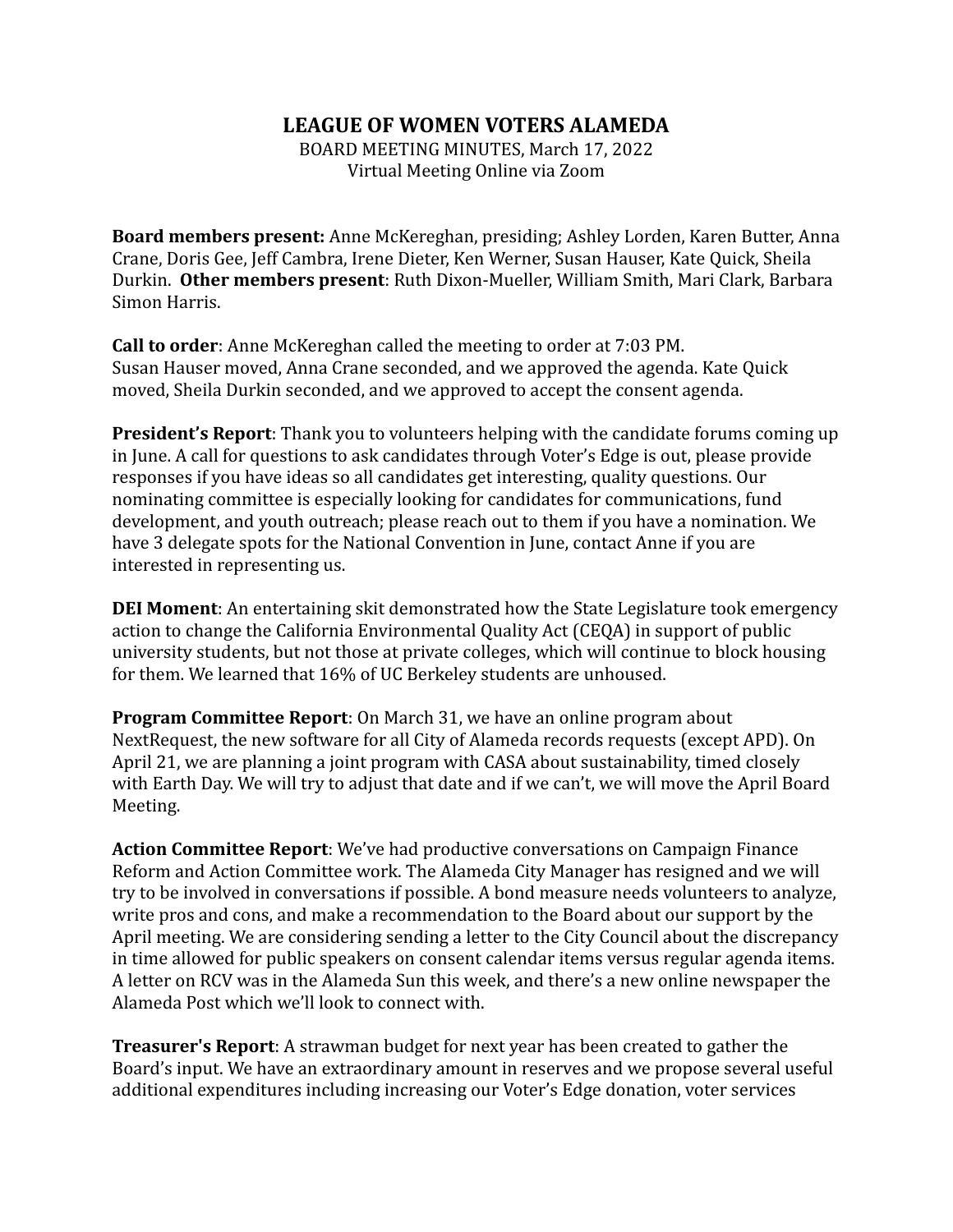# LEAGUE OF WOMEN VOTERS ALAMEDA

BOARD MEETING MINUTES, March 17, 2022
Virtual Meeting Online via Zoom

**Board members present:** Anne McKereghan, presiding; Ashley Lorden, Karen Butter, Anna Crane, Doris Gee, Jeff Cambra, Irene Dieter, Ken Werner, Susan Hauser, Kate Quick, Sheila Durkin. **Other members present**: Ruth Dixon-Mueller, William Smith, Mari Clark, Barbara Simon Harris.

**Call to order**: Anne McKereghan called the meeting to order at 7:03 PM.
Susan Hauser moved, Anna Crane seconded, and we approved the agenda. Kate Quick moved, Sheila Durkin seconded, and we approved to accept the consent agenda.

**President's Report**: Thank you to volunteers helping with the candidate forums coming up in June. A call for questions to ask candidates through Voter's Edge is out, please provide responses if you have ideas so all candidates get interesting, quality questions. Our nominating committee is especially looking for candidates for communications, fund development, and youth outreach; please reach out to them if you have a nomination. We have 3 delegate spots for the National Convention in June, contact Anne if you are interested in representing us.

**DEI Moment**: An entertaining skit demonstrated how the State Legislature took emergency action to change the California Environmental Quality Act (CEQA) in support of public university students, but not those at private colleges, which will continue to block housing for them. We learned that 16% of UC Berkeley students are unhoused.

**Program Committee Report**: On March 31, we have an online program about NextRequest, the new software for all City of Alameda records requests (except APD). On April 21, we are planning a joint program with CASA about sustainability, timed closely with Earth Day. We will try to adjust that date and if we can't, we will move the April Board Meeting.

**Action Committee Report**: We've had productive conversations on Campaign Finance Reform and Action Committee work. The Alameda City Manager has resigned and we will try to be involved in conversations if possible. A bond measure needs volunteers to analyze, write pros and cons, and make a recommendation to the Board about our support by the April meeting. We are considering sending a letter to the City Council about the discrepancy in time allowed for public speakers on consent calendar items versus regular agenda items. A letter on RCV was in the Alameda Sun this week, and there's a new online newspaper the Alameda Post which we'll look to connect with.

**Treasurer's Report**: A strawman budget for next year has been created to gather the Board's input. We have an extraordinary amount in reserves and we propose several useful additional expenditures including increasing our Voter's Edge donation, voter services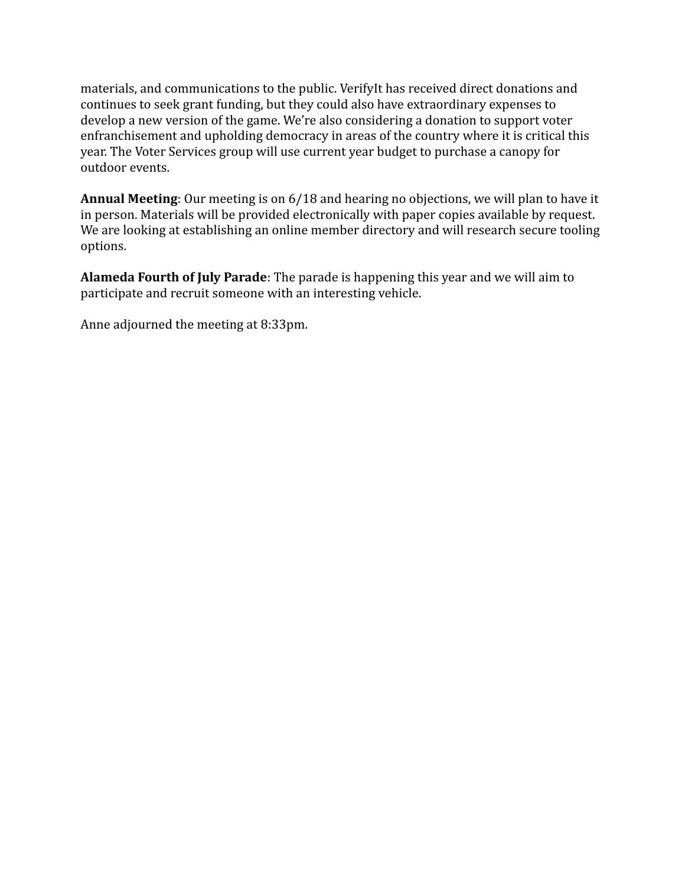materials, and communications to the public. VerifyIt has received direct donations and continues to seek grant funding, but they could also have extraordinary expenses to develop a new version of the game. We're also considering a donation to support voter enfranchisement and upholding democracy in areas of the country where it is critical this year. The Voter Services group will use current year budget to purchase a canopy for outdoor events.

**Annual Meeting**: Our meeting is on 6/18 and hearing no objections, we will plan to have it in person. Materials will be provided electronically with paper copies available by request. We are looking at establishing an online member directory and will research secure tooling options.

**Alameda Fourth of July Parade**: The parade is happening this year and we will aim to participate and recruit someone with an interesting vehicle.

Anne adjourned the meeting at 8:33pm.